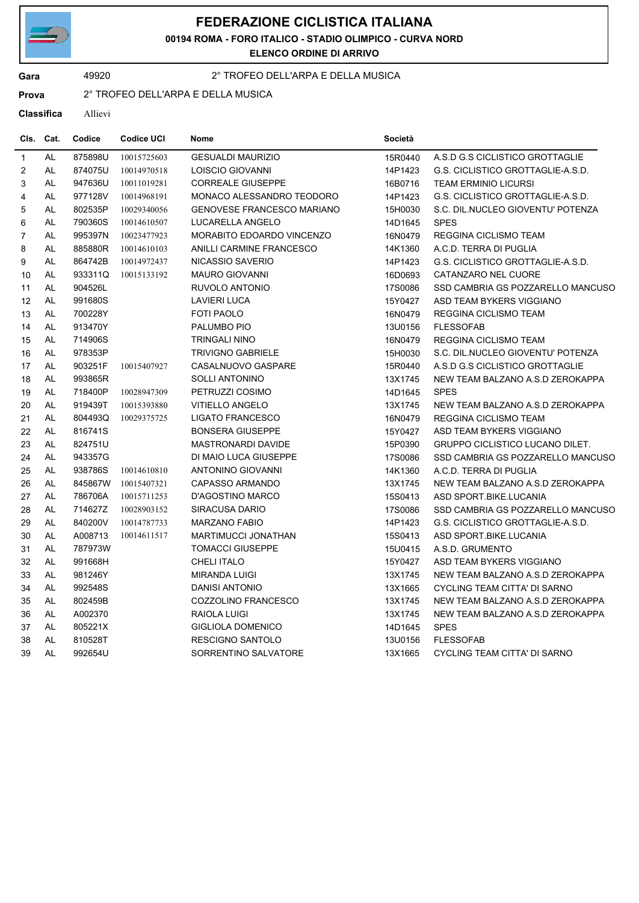# FEDERAZIONE CICLISTICA ITALIANA

**00194 ROMA - FORO ITALICO - STADIO OLIMPICO - CURVA NORD**

**ELENCO ORDINE DI ARRIVO**

**Gara** 49920 2° TROFEO DELL'ARPA E DELLA MUSICA

**Prova** 2° TROFEO DELL'ARPA E DELLA MUSICA

**Classifica** Allievi

| Cls. | Cat. | Codice | Codice UCI | Nome | Società | |
|---|---|---|---|---|---|---|
| 1 | AL | 875898U | 10015725603 | GESUALDI MAURIZIO | 15R0440 | A.S.D G.S CICLISTICO GROTTAGLIE |
| 2 | AL | 874075U | 10014970518 | LOISCIO GIOVANNI | 14P1423 | G.S. CICLISTICO GROTTAGLIE-A.S.D. |
| 3 | AL | 947636U | 10011019281 | CORREALE GIUSEPPE | 16B0716 | TEAM ERMINIO LICURSI |
| 4 | AL | 977128V | 10014968191 | MONACO ALESSANDRO TEODORO | 14P1423 | G.S. CICLISTICO GROTTAGLIE-A.S.D. |
| 5 | AL | 802535P | 10029340056 | GENOVESE FRANCESCO MARIANO | 15H0030 | S.C. DIL.NUCLEO GIOVENTU' POTENZA |
| 6 | AL | 790360S | 10014610507 | LUCARELLA ANGELO | 14D1645 | SPES |
| 7 | AL | 995397N | 10023477923 | MORABITO EDOARDO VINCENZO | 16N0479 | REGGINA CICLISMO TEAM |
| 8 | AL | 885880R | 10014610103 | ANILLI CARMINE FRANCESCO | 14K1360 | A.C.D. TERRA DI PUGLIA |
| 9 | AL | 864742B | 10014972437 | NICASSIO SAVERIO | 14P1423 | G.S. CICLISTICO GROTTAGLIE-A.S.D. |
| 10 | AL | 933311Q | 10015133192 | MAURO GIOVANNI | 16D0693 | CATANZARO NEL CUORE |
| 11 | AL | 904526L | | RUVOLO ANTONIO | 17S0086 | SSD CAMBRIA GS POZZARELLO MANCUSO |
| 12 | AL | 991680S | | LAVIERI LUCA | 15Y0427 | ASD TEAM BYKERS VIGGIANO |
| 13 | AL | 700228Y | | FOTI PAOLO | 16N0479 | REGGINA CICLISMO TEAM |
| 14 | AL | 913470Y | | PALUMBO PIO | 13U0156 | FLESSOFAB |
| 15 | AL | 714906S | | TRINGALI NINO | 16N0479 | REGGINA CICLISMO TEAM |
| 16 | AL | 978353P | | TRIVIGNO GABRIELE | 15H0030 | S.C. DIL.NUCLEO GIOVENTU' POTENZA |
| 17 | AL | 903251F | 10015407927 | CASALNUOVO GASPARE | 15R0440 | A.S.D G.S CICLISTICO GROTTAGLIE |
| 18 | AL | 993865R | | SOLLI ANTONINO | 13X1745 | NEW TEAM BALZANO A.S.D ZEROKAPPA |
| 19 | AL | 718400P | 10028947309 | PETRUZZI COSIMO | 14D1645 | SPES |
| 20 | AL | 919439T | 10015393880 | VITIELLO ANGELO | 13X1745 | NEW TEAM BALZANO A.S.D ZEROKAPPA |
| 21 | AL | 804493Q | 10029375725 | LIGATO FRANCESCO | 16N0479 | REGGINA CICLISMO TEAM |
| 22 | AL | 816741S | | BONSERA GIUSEPPE | 15Y0427 | ASD TEAM BYKERS VIGGIANO |
| 23 | AL | 824751U | | MASTRONARDI DAVIDE | 15P0390 | GRUPPO CICLISTICO LUCANO DILET. |
| 24 | AL | 943357G | | DI MAIO LUCA GIUSEPPE | 17S0086 | SSD CAMBRIA GS POZZARELLO MANCUSO |
| 25 | AL | 938786S | 10014610810 | ANTONINO GIOVANNI | 14K1360 | A.C.D. TERRA DI PUGLIA |
| 26 | AL | 845867W | 10015407321 | CAPASSO ARMANDO | 13X1745 | NEW TEAM BALZANO A.S.D ZEROKAPPA |
| 27 | AL | 786706A | 10015711253 | D'AGOSTINO MARCO | 15S0413 | ASD SPORT.BIKE.LUCANIA |
| 28 | AL | 714627Z | 10028903152 | SIRACUSA DARIO | 17S0086 | SSD CAMBRIA GS POZZARELLO MANCUSO |
| 29 | AL | 840200V | 10014787733 | MARZANO FABIO | 14P1423 | G.S. CICLISTICO GROTTAGLIE-A.S.D. |
| 30 | AL | A008713 | 10014611517 | MARTIMUCCI JONATHAN | 15S0413 | ASD SPORT.BIKE.LUCANIA |
| 31 | AL | 787973W | | TOMACCI GIUSEPPE | 15U0415 | A.S.D. GRUMENTO |
| 32 | AL | 991668H | | CHELI ITALO | 15Y0427 | ASD TEAM BYKERS VIGGIANO |
| 33 | AL | 981246Y | | MIRANDA LUIGI | 13X1745 | NEW TEAM BALZANO A.S.D ZEROKAPPA |
| 34 | AL | 992548S | | DANISI ANTONIO | 13X1665 | CYCLING TEAM CITTA' DI SARNO |
| 35 | AL | 802459B | | COZZOLINO FRANCESCO | 13X1745 | NEW TEAM BALZANO A.S.D ZEROKAPPA |
| 36 | AL | A002370 | | RAIOLA LUIGI | 13X1745 | NEW TEAM BALZANO A.S.D ZEROKAPPA |
| 37 | AL | 805221X | | GIGLIOLA DOMENICO | 14D1645 | SPES |
| 38 | AL | 810528T | | RESCIGNO SANTOLO | 13U0156 | FLESSOFAB |
| 39 | AL | 992654U | | SORRENTINO SALVATORE | 13X1665 | CYCLING TEAM CITTA' DI SARNO |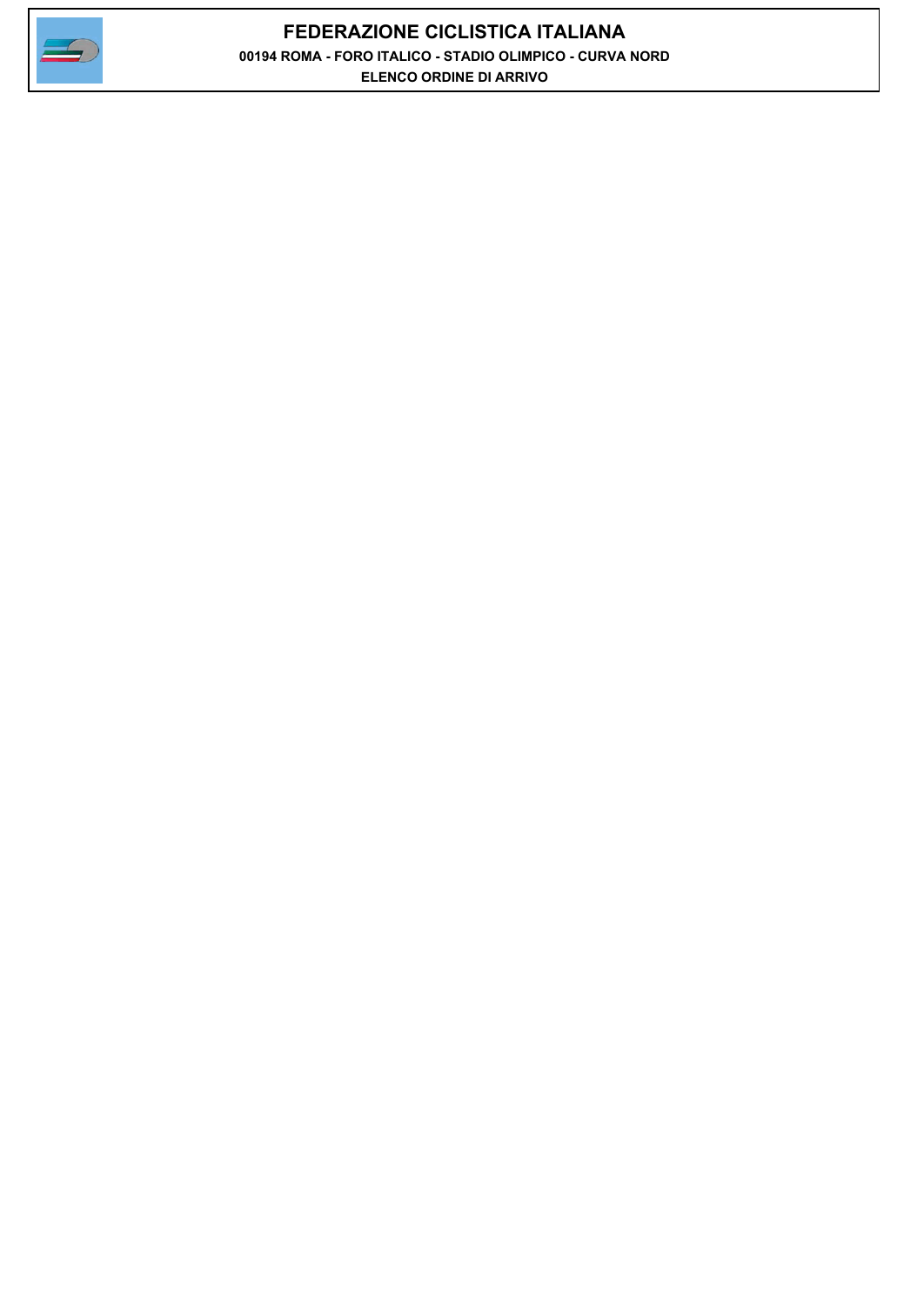**FEDERAZIONE CICLISTICA ITALIANA**

**00194 ROMA - FORO ITALICO - STADIO OLIMPICO - CURVA NORD**

**ELENCO ORDINE DI ARRIVO**